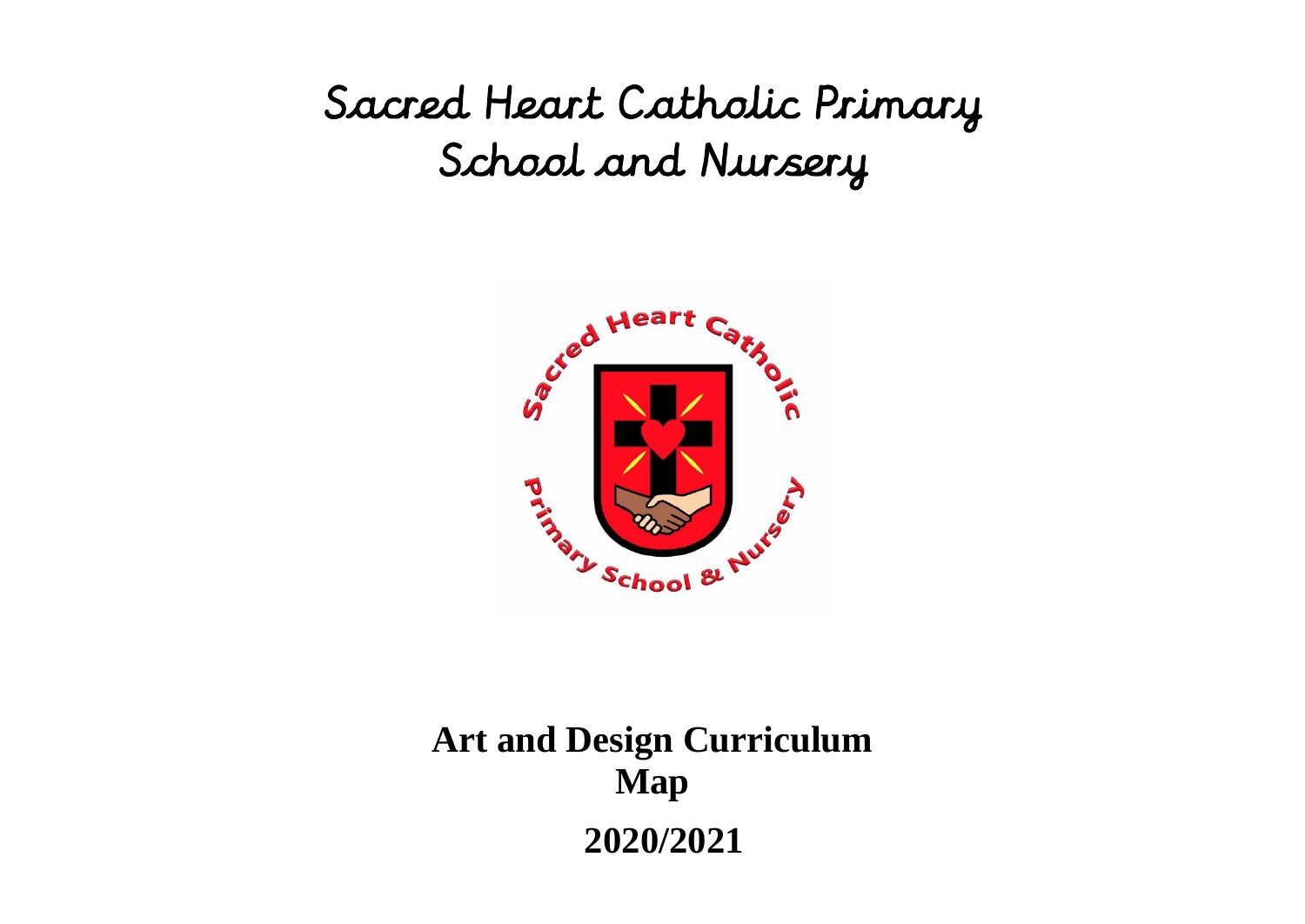# Sacred Heart Catholic Primary School and Nursery

## Art and Design Curriculum Map

## 2020/2021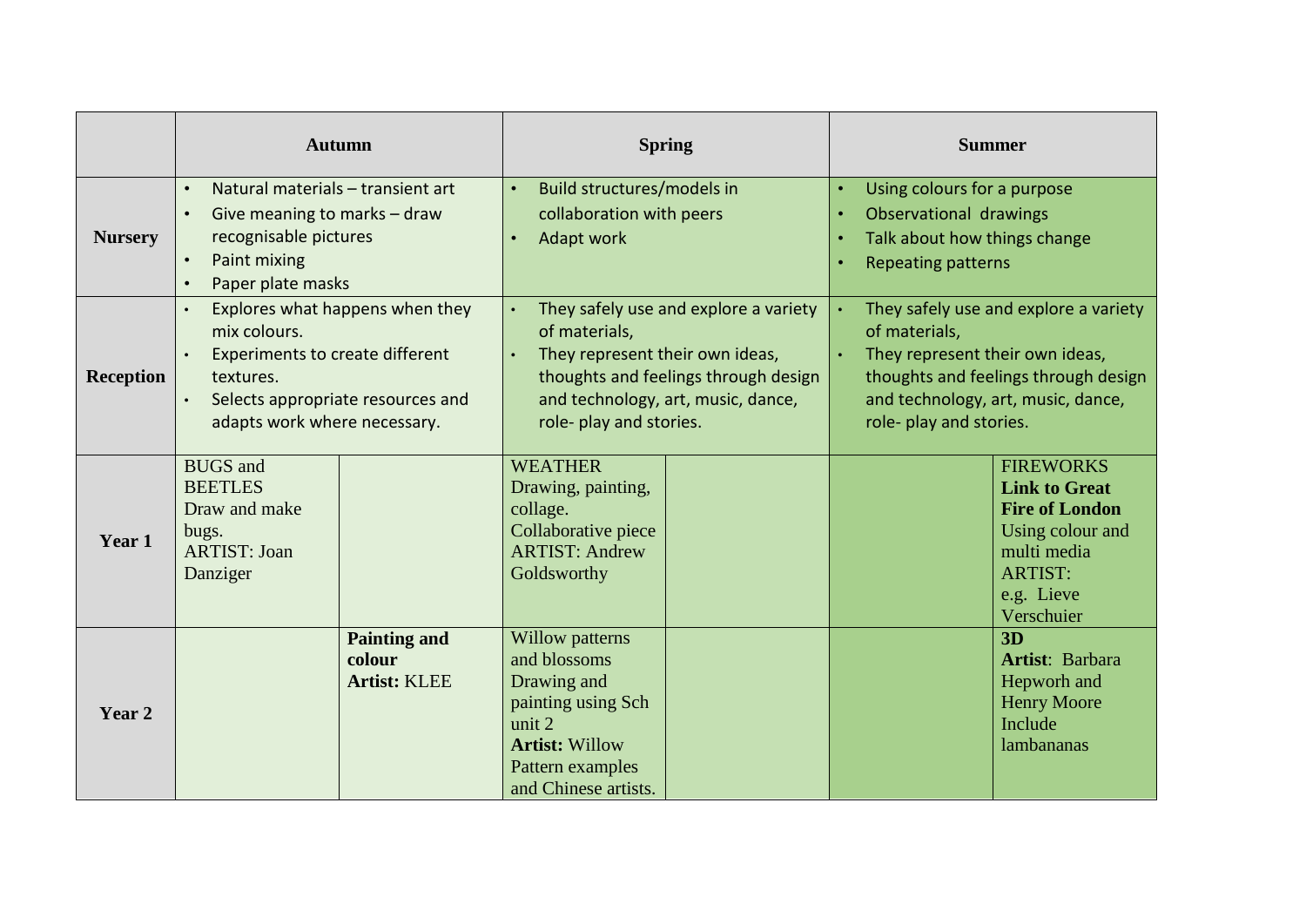| | Autumn | | Spring | | Summer | |
|---|---|---|---|---|---|---|
| **Nursery** | • Natural materials – transient art<br>• Give meaning to marks – draw recognisable pictures<br>• Paint mixing<br>• Paper plate masks | | • Build structures/models in collaboration with peers<br>• Adapt work | | • Using colours for a purpose<br>• Observational drawings<br>• Talk about how things change<br>• Repeating patterns | |
| **Reception** | • Explores what happens when they mix colours.<br>• Experiments to create different textures.<br>• Selects appropriate resources and adapts work where necessary. | | • They safely use and explore a variety of materials,<br>• They represent their own ideas, thoughts and feelings through design and technology, art, music, dance, role- play and stories. | | • They safely use and explore a variety of materials,<br>• They represent their own ideas, thoughts and feelings through design and technology, art, music, dance, role- play and stories. | |
| **Year 1** | BUGS and BEETLES<br>Draw and make bugs.<br>ARTIST: Joan Danziger | | WEATHER<br>Drawing, painting, collage.<br>Collaborative piece<br>ARTIST: Andrew Goldsworthy | | | FIREWORKS<br>**Link to Great Fire of London**<br>Using colour and multi media<br>ARTIST:<br>e.g. Lieve Verschuier |
| **Year 2** | | **Painting and colour**<br>**Artist:** KLEE | Willow patterns and blossoms<br>Drawing and painting using Sch unit 2<br>**Artist:** Willow Pattern examples and Chinese artists. | | | **3D**<br>**Artist**: Barbara Hepworh and Henry Moore<br>Include lambananas |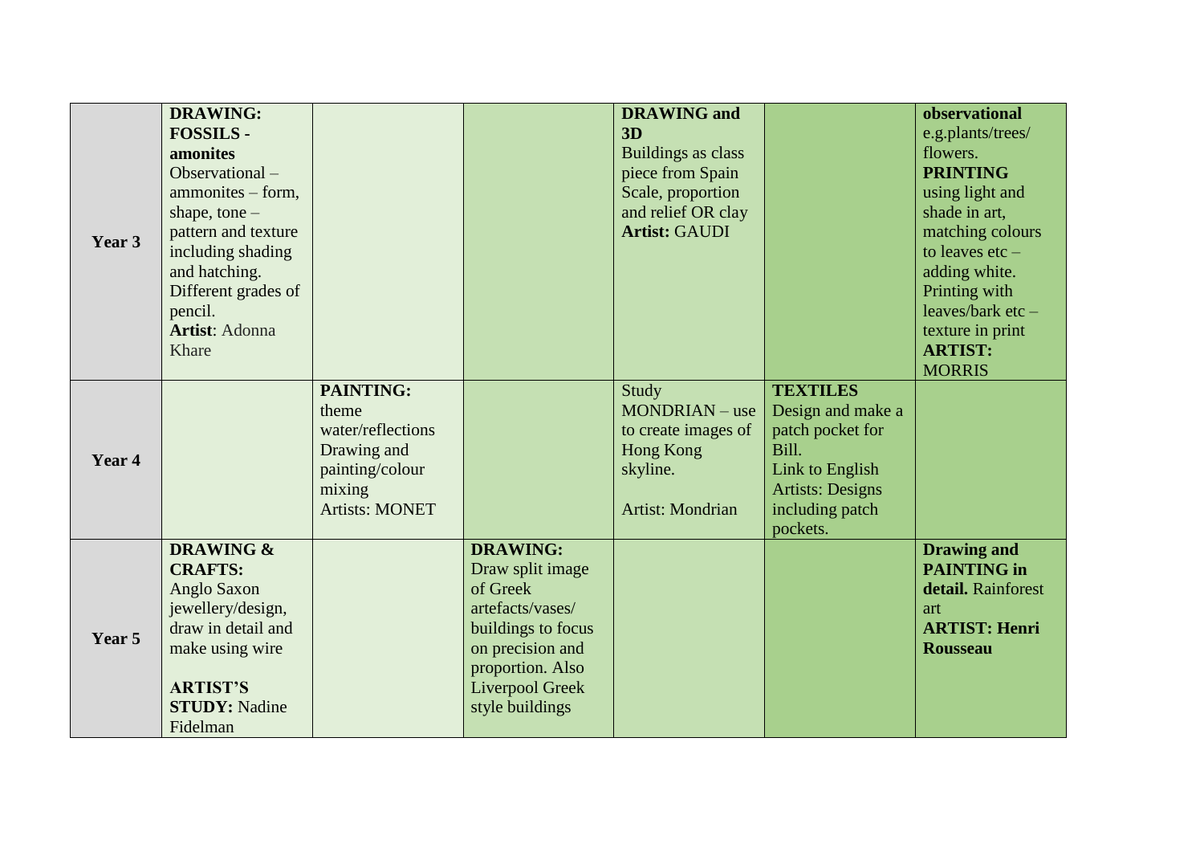| | | | | | | |
|---|---|---|---|---|---|---|
| **Year 3** | **DRAWING: FOSSILS - amonites** Observational – ammonites – form, shape, tone – pattern and texture including shading and hatching. Different grades of pencil. **Artist**: Adonna Khare | | | **DRAWING and 3D** Buildings as class piece from Spain Scale, proportion and relief OR clay **Artist:** GAUDI | | **observational** e.g.plants/trees/ flowers. **PRINTING** using light and shade in art, matching colours to leaves etc – adding white. Printing with leaves/bark etc – texture in print **ARTIST:** MORRIS |
| **Year 4** | | **PAINTING:** theme water/reflections Drawing and painting/colour mixing Artists: MONET | | Study MONDRIAN – use to create images of Hong Kong skyline. Artist: Mondrian | **TEXTILES** Design and make a patch pocket for Bill. Link to English Artists: Designs including patch pockets. | |
| **Year 5** | **DRAWING & CRAFTS:** Anglo Saxon jewellery/design, draw in detail and make using wire **ARTIST'S STUDY:** Nadine Fidelman | | **DRAWING:** Draw split image of Greek artefacts/vases/ buildings to focus on precision and proportion. Also Liverpool Greek style buildings | | | **Drawing and PAINTING in detail.** Rainforest art **ARTIST: Henri Rousseau** |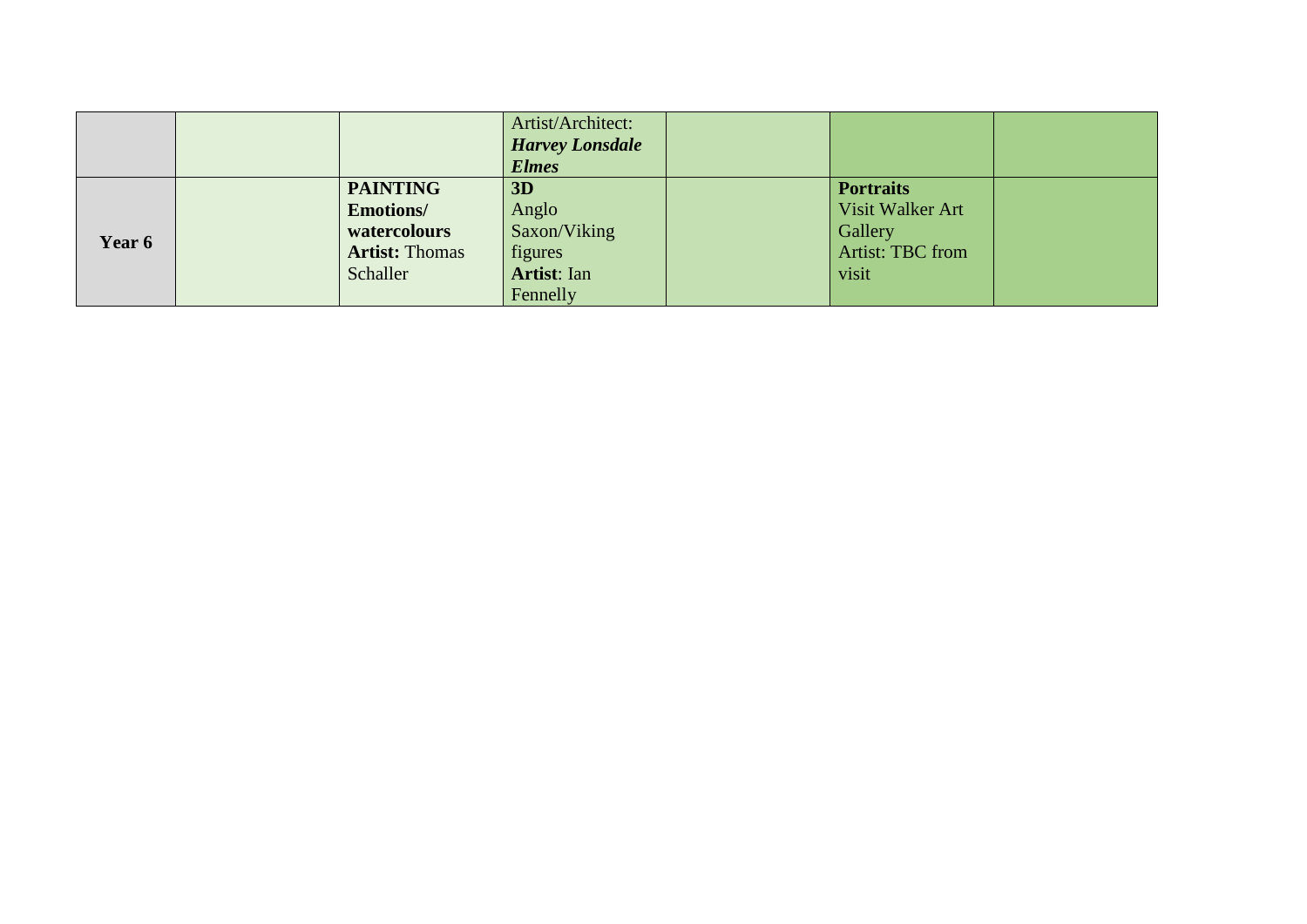| | | | | | | |
|---|---|---|---|---|---|---|
| | | | Artist/Architect: ***Harvey Lonsdale Elmes*** | | | |
| **Year 6** | | **PAINTING Emotions/ watercolours** **Artist:** Thomas Schaller | **3D** Anglo Saxon/Viking figures **Artist**: Ian Fennelly | | **Portraits** Visit Walker Art Gallery Artist: TBC from visit | |